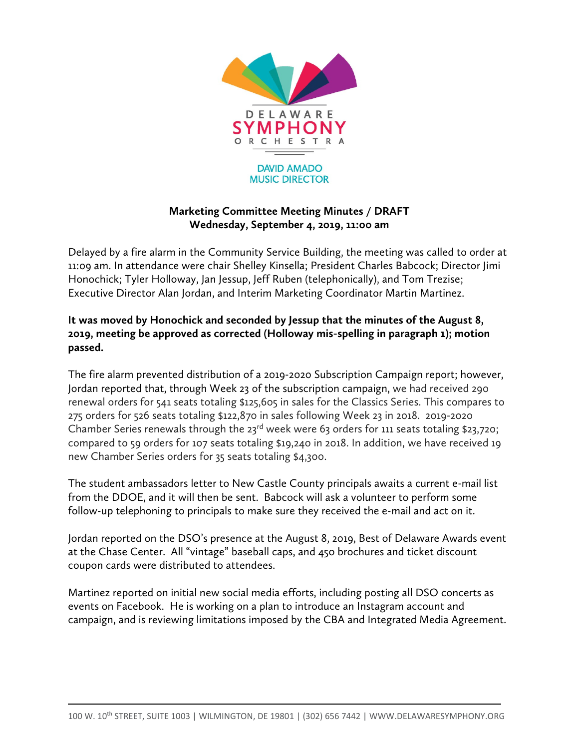DELAWARE SYMPHONY ORCHESTRA

DAVID AMADO
MUSIC DIRECTOR

**Marketing Committee Meeting Minutes / DRAFT**
**Wednesday, September 4, 2019, 11:00 am**

Delayed by a fire alarm in the Community Service Building, the meeting was called to order at 11:09 am. In attendance were chair Shelley Kinsella; President Charles Babcock; Director Jimi Honochick; Tyler Holloway, Jan Jessup, Jeff Ruben (telephonically), and Tom Trezise; Executive Director Alan Jordan, and Interim Marketing Coordinator Martin Martinez.

**It was moved by Honochick and seconded by Jessup that the minutes of the August 8, 2019, meeting be approved as corrected (Holloway mis-spelling in paragraph 1); motion passed.**

The fire alarm prevented distribution of a 2019-2020 Subscription Campaign report; however, Jordan reported that, through Week 23 of the subscription campaign, we had received 290 renewal orders for 541 seats totaling $125,605 in sales for the Classics Series. This compares to 275 orders for 526 seats totaling $122,870 in sales following Week 23 in 2018. 2019-2020 Chamber Series renewals through the 23rd week were 63 orders for 111 seats totaling $23,720; compared to 59 orders for 107 seats totaling $19,240 in 2018. In addition, we have received 19 new Chamber Series orders for 35 seats totaling $4,300.

The student ambassadors letter to New Castle County principals awaits a current e-mail list from the DDOE, and it will then be sent. Babcock will ask a volunteer to perform some follow-up telephoning to principals to make sure they received the e-mail and act on it.

Jordan reported on the DSO's presence at the August 8, 2019, Best of Delaware Awards event at the Chase Center. All "vintage" baseball caps, and 450 brochures and ticket discount coupon cards were distributed to attendees.

Martinez reported on initial new social media efforts, including posting all DSO concerts as events on Facebook. He is working on a plan to introduce an Instagram account and campaign, and is reviewing limitations imposed by the CBA and Integrated Media Agreement.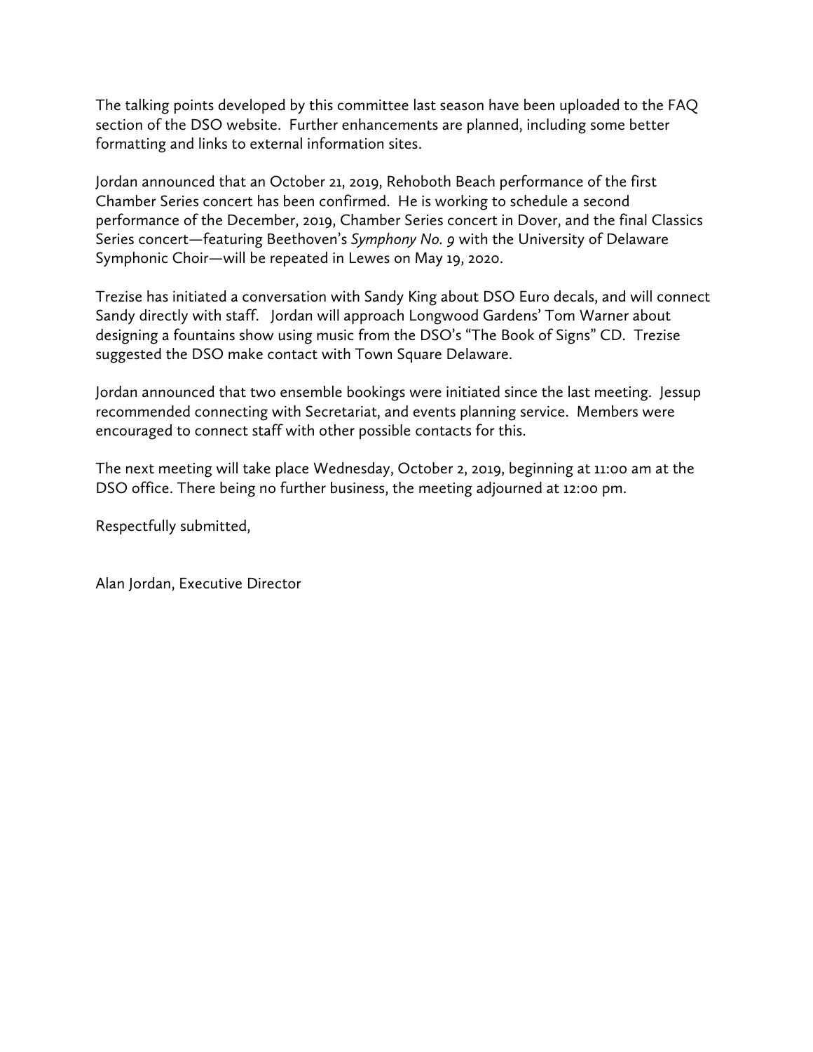The talking points developed by this committee last season have been uploaded to the FAQ section of the DSO website. Further enhancements are planned, including some better formatting and links to external information sites.

Jordan announced that an October 21, 2019, Rehoboth Beach performance of the first Chamber Series concert has been confirmed. He is working to schedule a second performance of the December, 2019, Chamber Series concert in Dover, and the final Classics Series concert—featuring Beethoven's *Symphony No. 9* with the University of Delaware Symphonic Choir—will be repeated in Lewes on May 19, 2020.

Trezise has initiated a conversation with Sandy King about DSO Euro decals, and will connect Sandy directly with staff. Jordan will approach Longwood Gardens' Tom Warner about designing a fountains show using music from the DSO's "The Book of Signs" CD. Trezise suggested the DSO make contact with Town Square Delaware.

Jordan announced that two ensemble bookings were initiated since the last meeting. Jessup recommended connecting with Secretariat, and events planning service. Members were encouraged to connect staff with other possible contacts for this.

The next meeting will take place Wednesday, October 2, 2019, beginning at 11:00 am at the DSO office. There being no further business, the meeting adjourned at 12:00 pm.

Respectfully submitted,

Alan Jordan, Executive Director